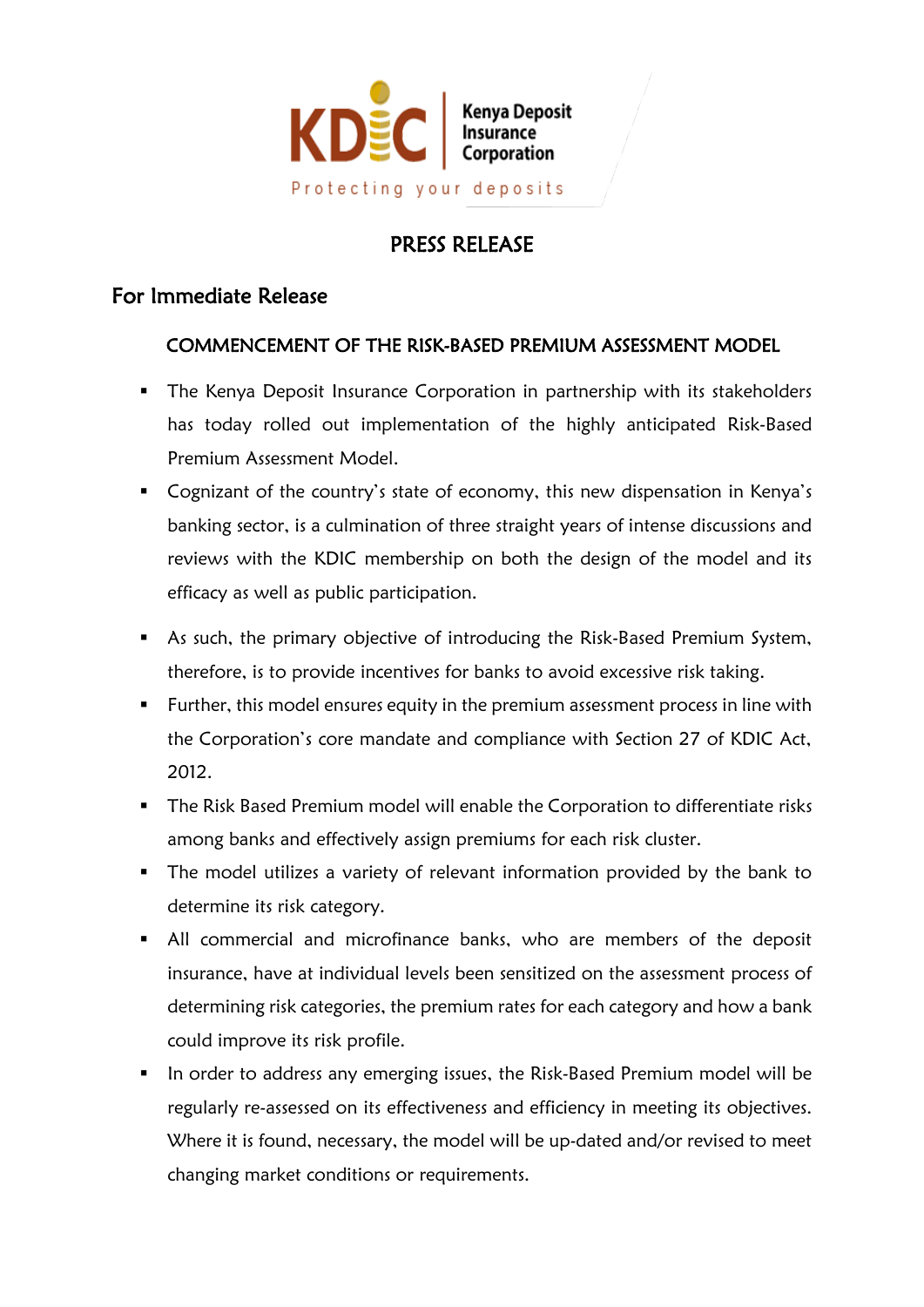KDIC | Kenya Deposit Insurance Corporation

Protecting your deposits

# PRESS RELEASE

## For Immediate Release

### COMMENCEMENT OF THE RISK-BASED PREMIUM ASSESSMENT MODEL

- The Kenya Deposit Insurance Corporation in partnership with its stakeholders has today rolled out implementation of the highly anticipated Risk-Based Premium Assessment Model.
- Cognizant of the country's state of economy, this new dispensation in Kenya's banking sector, is a culmination of three straight years of intense discussions and reviews with the KDIC membership on both the design of the model and its efficacy as well as public participation.
- As such, the primary objective of introducing the Risk-Based Premium System, therefore, is to provide incentives for banks to avoid excessive risk taking.
- Further, this model ensures equity in the premium assessment process in line with the Corporation's core mandate and compliance with Section 27 of KDIC Act, 2012.
- The Risk Based Premium model will enable the Corporation to differentiate risks among banks and effectively assign premiums for each risk cluster.
- The model utilizes a variety of relevant information provided by the bank to determine its risk category.
- All commercial and microfinance banks, who are members of the deposit insurance, have at individual levels been sensitized on the assessment process of determining risk categories, the premium rates for each category and how a bank could improve its risk profile.
- In order to address any emerging issues, the Risk-Based Premium model will be regularly re-assessed on its effectiveness and efficiency in meeting its objectives. Where it is found, necessary, the model will be up-dated and/or revised to meet changing market conditions or requirements.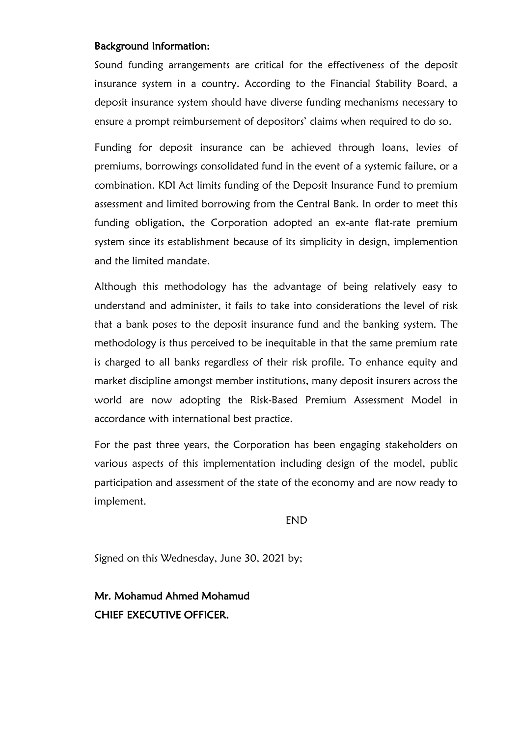**Background Information:**

Sound funding arrangements are critical for the effectiveness of the deposit insurance system in a country. According to the Financial Stability Board, a deposit insurance system should have diverse funding mechanisms necessary to ensure a prompt reimbursement of depositors' claims when required to do so.

Funding for deposit insurance can be achieved through loans, levies of premiums, borrowings consolidated fund in the event of a systemic failure, or a combination. KDI Act limits funding of the Deposit Insurance Fund to premium assessment and limited borrowing from the Central Bank. In order to meet this funding obligation, the Corporation adopted an ex-ante flat-rate premium system since its establishment because of its simplicity in design, implemention and the limited mandate.

Although this methodology has the advantage of being relatively easy to understand and administer, it fails to take into considerations the level of risk that a bank poses to the deposit insurance fund and the banking system. The methodology is thus perceived to be inequitable in that the same premium rate is charged to all banks regardless of their risk profile. To enhance equity and market discipline amongst member institutions, many deposit insurers across the world are now adopting the Risk-Based Premium Assessment Model in accordance with international best practice.

For the past three years, the Corporation has been engaging stakeholders on various aspects of this implementation including design of the model, public participation and assessment of the state of the economy and are now ready to implement.

END

Signed on this Wednesday, June 30, 2021 by;

**Mr. Mohamud Ahmed Mohamud**
**CHIEF EXECUTIVE OFFICER.**